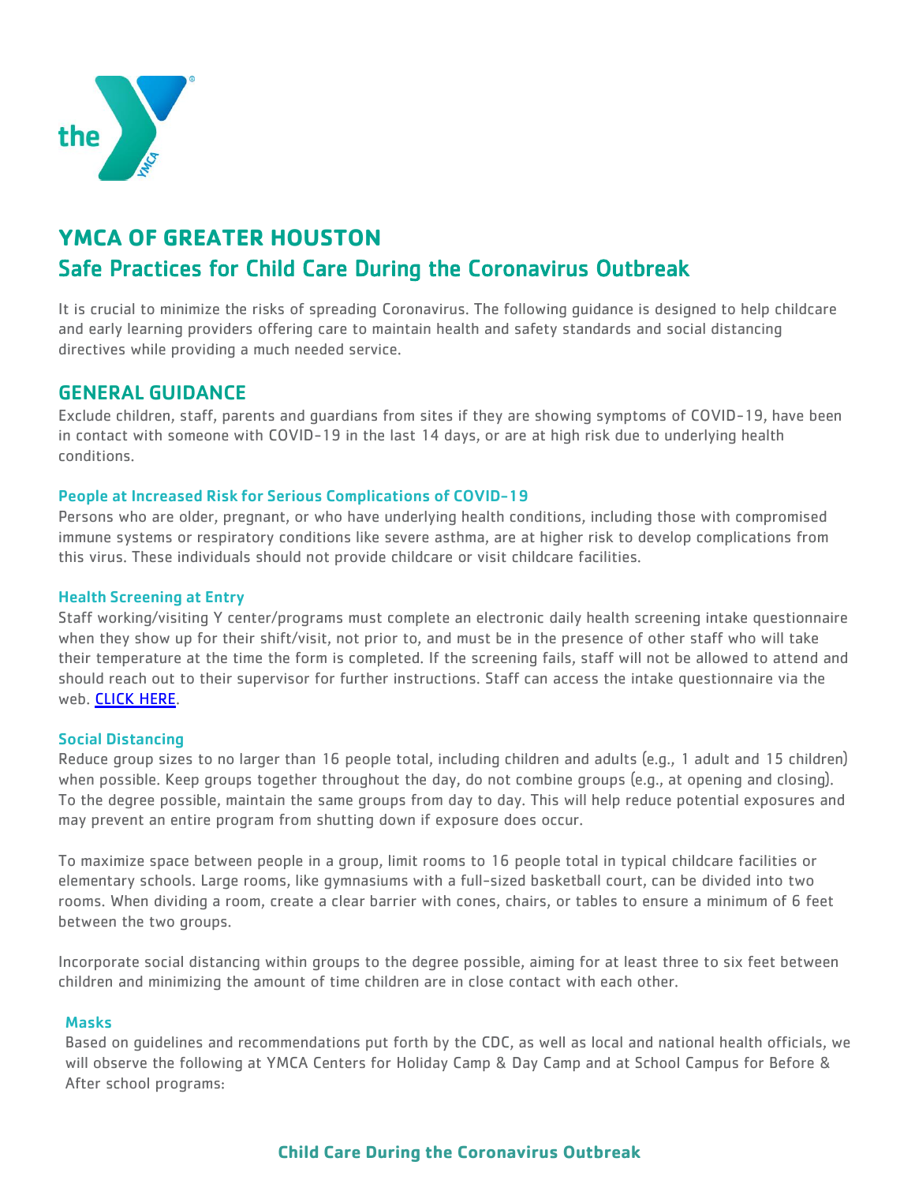# YMCA OF GREATER HOUSTON

## Safe Practices for Child Care During the Coronavirus Outbreak

It is crucial to minimize the risks of spreading Coronavirus. The following guidance is designed to help childcare and early learning providers offering care to maintain health and safety standards and social distancing directives while providing a much needed service.

## GENERAL GUIDANCE

Exclude children, staff, parents and guardians from sites if they are showing symptoms of COVID-19, have been in contact with someone with COVID-19 in the last 14 days, or are at high risk due to underlying health conditions.

### People at Increased Risk for Serious Complications of COVID-19

Persons who are older, pregnant, or who have underlying health conditions, including those with compromised immune systems or respiratory conditions like severe asthma, are at higher risk to develop complications from this virus. These individuals should not provide childcare or visit childcare facilities.

### Health Screening at Entry

Staff working/visiting Y center/programs must complete an electronic daily health screening intake questionnaire when they show up for their shift/visit, not prior to, and must be in the presence of other staff who will take their temperature at the time the form is completed. If the screening fails, staff will not be allowed to attend and should reach out to their supervisor for further instructions. Staff can access the intake questionnaire via the web. CLICK HERE.

### Social Distancing

Reduce group sizes to no larger than 16 people total, including children and adults (e.g., 1 adult and 15 children) when possible. Keep groups together throughout the day, do not combine groups (e.g., at opening and closing). To the degree possible, maintain the same groups from day to day. This will help reduce potential exposures and may prevent an entire program from shutting down if exposure does occur.

To maximize space between people in a group, limit rooms to 16 people total in typical childcare facilities or elementary schools. Large rooms, like gymnasiums with a full-sized basketball court, can be divided into two rooms. When dividing a room, create a clear barrier with cones, chairs, or tables to ensure a minimum of 6 feet between the two groups.

Incorporate social distancing within groups to the degree possible, aiming for at least three to six feet between children and minimizing the amount of time children are in close contact with each other.

### Masks

Based on guidelines and recommendations put forth by the CDC, as well as local and national health officials, we will observe the following at YMCA Centers for Holiday Camp & Day Camp and at School Campus for Before & After school programs: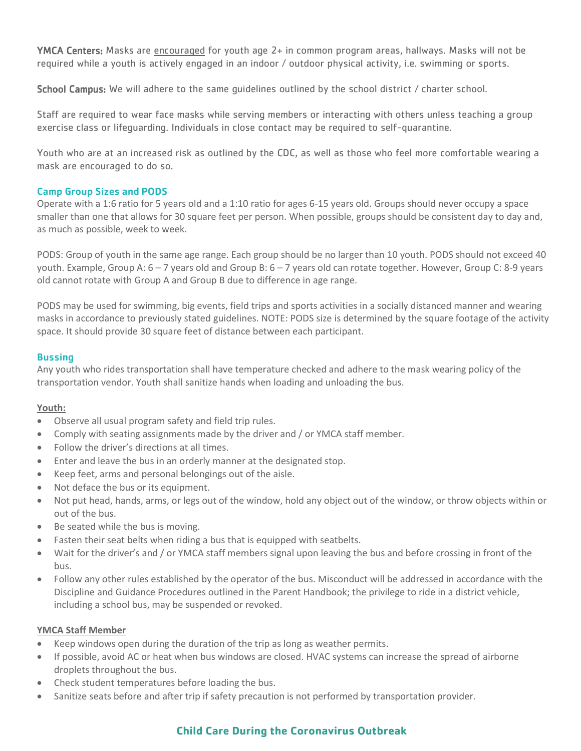**YMCA Centers:** Masks are encouraged for youth age 2+ in common program areas, hallways. Masks will not be required while a youth is actively engaged in an indoor / outdoor physical activity, i.e. swimming or sports.

**School Campus:** We will adhere to the same guidelines outlined by the school district / charter school.

Staff are required to wear face masks while serving members or interacting with others unless teaching a group exercise class or lifeguarding. Individuals in close contact may be required to self-quarantine.

Youth who are at an increased risk as outlined by the CDC, as well as those who feel more comfortable wearing a mask are encouraged to do so.

### Camp Group Sizes and PODS

Operate with a 1:6 ratio for 5 years old and a 1:10 ratio for ages 6-15 years old. Groups should never occupy a space smaller than one that allows for 30 square feet per person. When possible, groups should be consistent day to day and, as much as possible, week to week.

PODS: Group of youth in the same age range. Each group should be no larger than 10 youth. PODS should not exceed 40 youth. Example, Group A: 6 – 7 years old and Group B: 6 – 7 years old can rotate together. However, Group C: 8-9 years old cannot rotate with Group A and Group B due to difference in age range.

PODS may be used for swimming, big events, field trips and sports activities in a socially distanced manner and wearing masks in accordance to previously stated guidelines. NOTE: PODS size is determined by the square footage of the activity space. It should provide 30 square feet of distance between each participant.

### Bussing

Any youth who rides transportation shall have temperature checked and adhere to the mask wearing policy of the transportation vendor. Youth shall sanitize hands when loading and unloading the bus.

**Youth:**

- Observe all usual program safety and field trip rules.
- Comply with seating assignments made by the driver and / or YMCA staff member.
- Follow the driver's directions at all times.
- Enter and leave the bus in an orderly manner at the designated stop.
- Keep feet, arms and personal belongings out of the aisle.
- Not deface the bus or its equipment.
- Not put head, hands, arms, or legs out of the window, hold any object out of the window, or throw objects within or out of the bus.
- Be seated while the bus is moving.
- Fasten their seat belts when riding a bus that is equipped with seatbelts.
- Wait for the driver's and / or YMCA staff members signal upon leaving the bus and before crossing in front of the bus.
- Follow any other rules established by the operator of the bus. Misconduct will be addressed in accordance with the Discipline and Guidance Procedures outlined in the Parent Handbook; the privilege to ride in a district vehicle, including a school bus, may be suspended or revoked.

**YMCA Staff Member**

- Keep windows open during the duration of the trip as long as weather permits.
- If possible, avoid AC or heat when bus windows are closed. HVAC systems can increase the spread of airborne droplets throughout the bus.
- Check student temperatures before loading the bus.
- Sanitize seats before and after trip if safety precaution is not performed by transportation provider.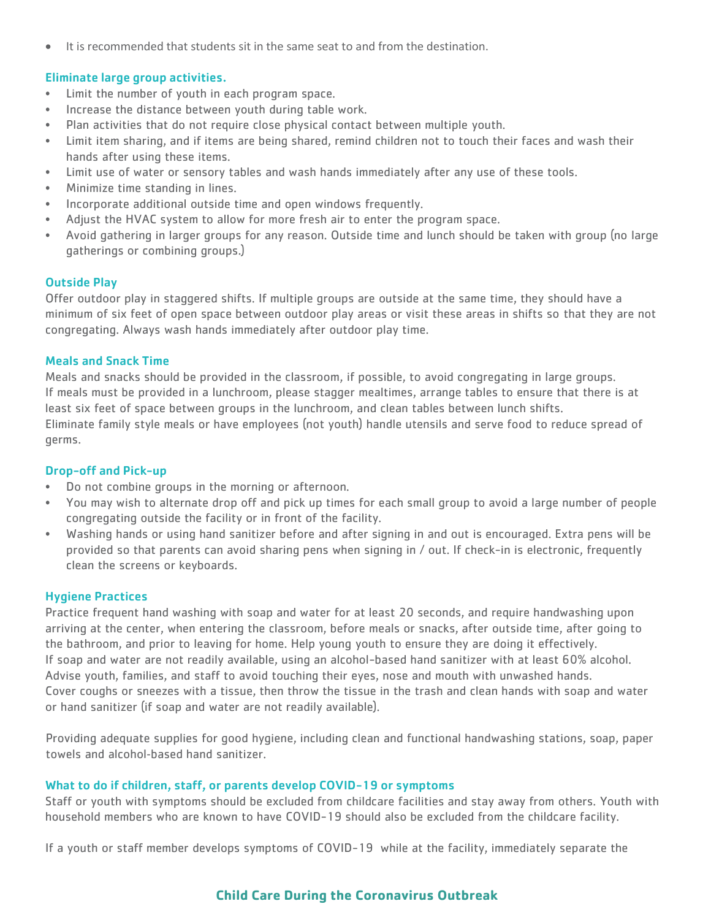- It is recommended that students sit in the same seat to and from the destination.

### Eliminate large group activities.

- Limit the number of youth in each program space.
- Increase the distance between youth during table work.
- Plan activities that do not require close physical contact between multiple youth.
- Limit item sharing, and if items are being shared, remind children not to touch their faces and wash their hands after using these items.
- Limit use of water or sensory tables and wash hands immediately after any use of these tools.
- Minimize time standing in lines.
- Incorporate additional outside time and open windows frequently.
- Adjust the HVAC system to allow for more fresh air to enter the program space.
- Avoid gathering in larger groups for any reason. Outside time and lunch should be taken with group (no large gatherings or combining groups.)

### Outside Play

Offer outdoor play in staggered shifts. If multiple groups are outside at the same time, they should have a minimum of six feet of open space between outdoor play areas or visit these areas in shifts so that they are not congregating. Always wash hands immediately after outdoor play time.

### Meals and Snack Time

Meals and snacks should be provided in the classroom, if possible, to avoid congregating in large groups. If meals must be provided in a lunchroom, please stagger mealtimes, arrange tables to ensure that there is at least six feet of space between groups in the lunchroom, and clean tables between lunch shifts. Eliminate family style meals or have employees (not youth) handle utensils and serve food to reduce spread of germs.

### Drop-off and Pick-up

- Do not combine groups in the morning or afternoon.
- You may wish to alternate drop off and pick up times for each small group to avoid a large number of people congregating outside the facility or in front of the facility.
- Washing hands or using hand sanitizer before and after signing in and out is encouraged. Extra pens will be provided so that parents can avoid sharing pens when signing in / out. If check-in is electronic, frequently clean the screens or keyboards.

### Hygiene Practices

Practice frequent hand washing with soap and water for at least 20 seconds, and require handwashing upon arriving at the center, when entering the classroom, before meals or snacks, after outside time, after going to the bathroom, and prior to leaving for home. Help young youth to ensure they are doing it effectively. If soap and water are not readily available, using an alcohol-based hand sanitizer with at least 60% alcohol. Advise youth, families, and staff to avoid touching their eyes, nose and mouth with unwashed hands. Cover coughs or sneezes with a tissue, then throw the tissue in the trash and clean hands with soap and water or hand sanitizer (if soap and water are not readily available).

Providing adequate supplies for good hygiene, including clean and functional handwashing stations, soap, paper towels and alcohol-based hand sanitizer.

### What to do if children, staff, or parents develop COVID-19 or symptoms

Staff or youth with symptoms should be excluded from childcare facilities and stay away from others. Youth with household members who are known to have COVID-19 should also be excluded from the childcare facility.

If a youth or staff member develops symptoms of COVID-19 while at the facility, immediately separate the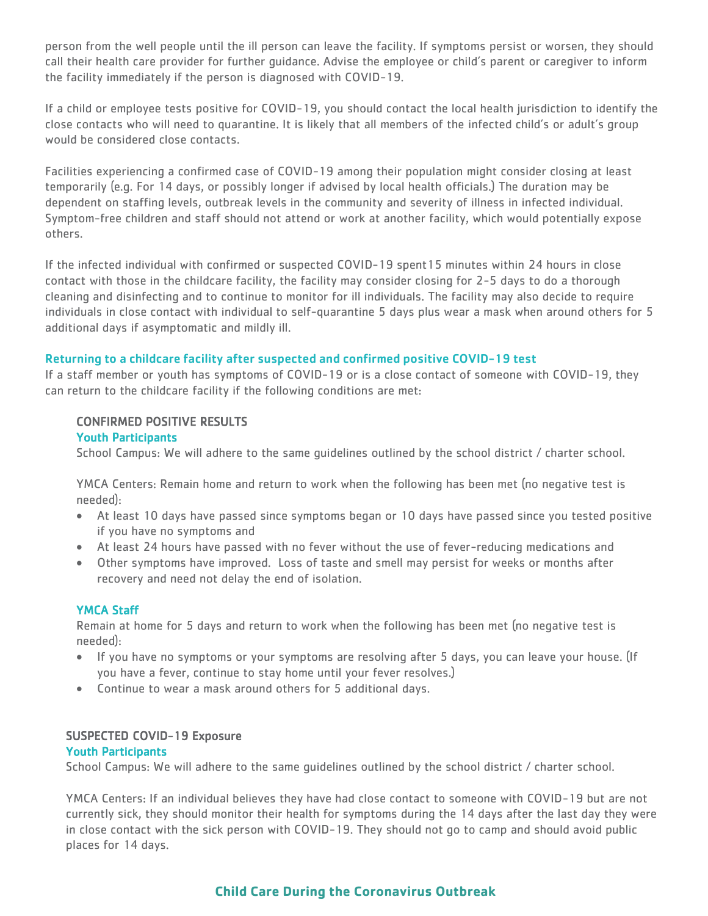person from the well people until the ill person can leave the facility. If symptoms persist or worsen, they should call their health care provider for further guidance. Advise the employee or child's parent or caregiver to inform the facility immediately if the person is diagnosed with COVID-19.

If a child or employee tests positive for COVID-19, you should contact the local health jurisdiction to identify the close contacts who will need to quarantine. It is likely that all members of the infected child's or adult's group would be considered close contacts.

Facilities experiencing a confirmed case of COVID-19 among their population might consider closing at least temporarily (e.g. For 14 days, or possibly longer if advised by local health officials.) The duration may be dependent on staffing levels, outbreak levels in the community and severity of illness in infected individual. Symptom-free children and staff should not attend or work at another facility, which would potentially expose others.

If the infected individual with confirmed or suspected COVID-19 spent15 minutes within 24 hours in close contact with those in the childcare facility, the facility may consider closing for 2-5 days to do a thorough cleaning and disinfecting and to continue to monitor for ill individuals. The facility may also decide to require individuals in close contact with individual to self-quarantine 5 days plus wear a mask when around others for 5 additional days if asymptomatic and mildly ill.

### Returning to a childcare facility after suspected and confirmed positive COVID-19 test

If a staff member or youth has symptoms of COVID-19 or is a close contact of someone with COVID-19, they can return to the childcare facility if the following conditions are met:

#### CONFIRMED POSITIVE RESULTS

##### Youth Participants

School Campus: We will adhere to the same guidelines outlined by the school district / charter school.

YMCA Centers: Remain home and return to work when the following has been met (no negative test is needed):

- At least 10 days have passed since symptoms began or 10 days have passed since you tested positive if you have no symptoms and
- At least 24 hours have passed with no fever without the use of fever-reducing medications and
- Other symptoms have improved. Loss of taste and smell may persist for weeks or months after recovery and need not delay the end of isolation.

##### YMCA Staff

Remain at home for 5 days and return to work when the following has been met (no negative test is needed):

- If you have no symptoms or your symptoms are resolving after 5 days, you can leave your house. (If you have a fever, continue to stay home until your fever resolves.)
- Continue to wear a mask around others for 5 additional days.

#### SUSPECTED COVID-19 Exposure

##### Youth Participants

School Campus: We will adhere to the same guidelines outlined by the school district / charter school.

YMCA Centers: If an individual believes they have had close contact to someone with COVID-19 but are not currently sick, they should monitor their health for symptoms during the 14 days after the last day they were in close contact with the sick person with COVID-19. They should not go to camp and should avoid public places for 14 days.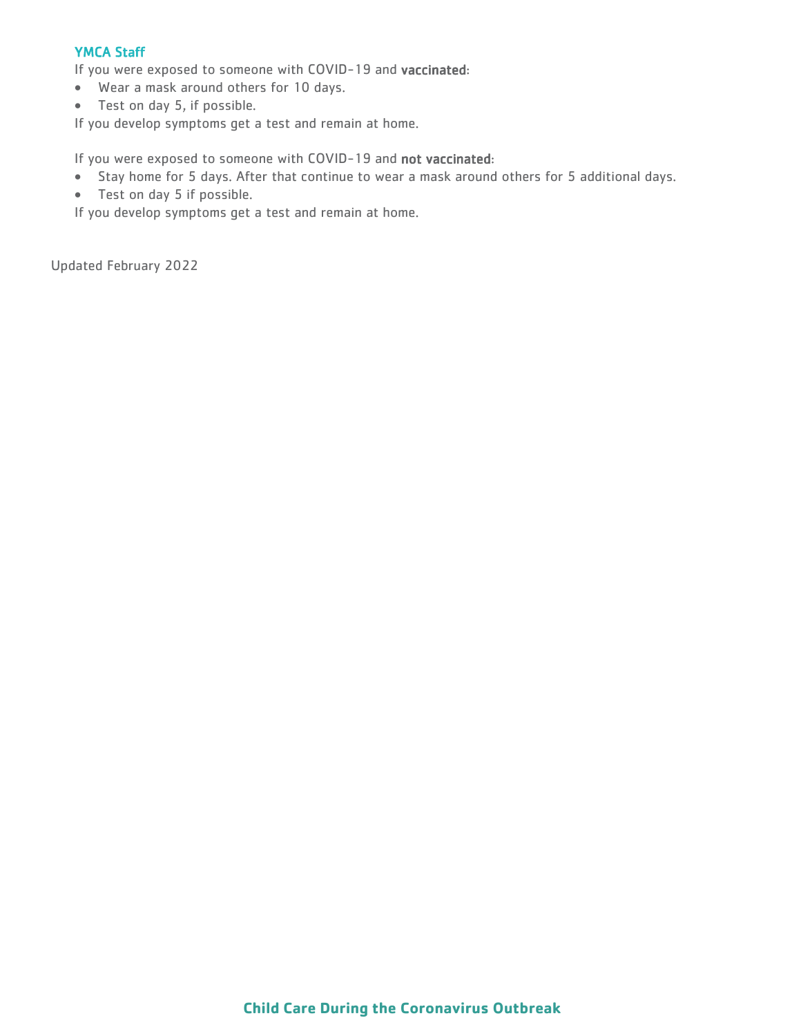### YMCA Staff

If you were exposed to someone with COVID-19 and **vaccinated**:

- Wear a mask around others for 10 days.
- Test on day 5, if possible.

If you develop symptoms get a test and remain at home.

If you were exposed to someone with COVID-19 and **not vaccinated**:

- Stay home for 5 days. After that continue to wear a mask around others for 5 additional days.
- Test on day 5 if possible.

If you develop symptoms get a test and remain at home.

Updated February 2022